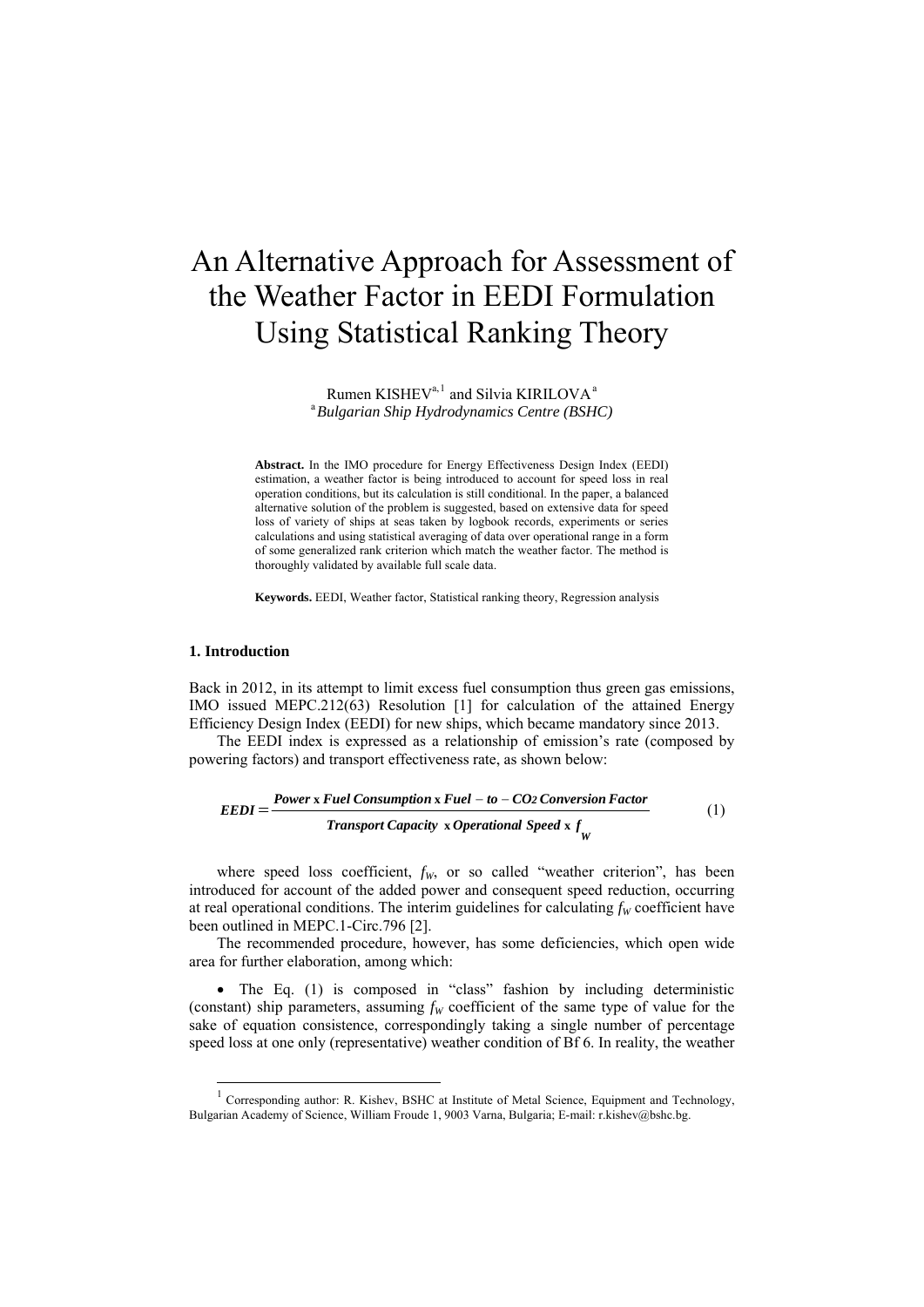# An Alternative Approach for Assessment of the Weather Factor in EEDI Formulation Using Statistical Ranking Theory

Rumen KISHEV[a,1] and Silvia KIRILOVA[a]

[a] *Bulgarian Ship Hydrodynamics Centre (BSHC)*

**Abstract.** In the IMO procedure for Energy Effectiveness Design Index (EEDI) estimation, a weather factor is being introduced to account for speed loss in real operation conditions, but its calculation is still conditional. In the paper, a balanced alternative solution of the problem is suggested, based on extensive data for speed loss of variety of ships at seas taken by logbook records, experiments or series calculations and using statistical averaging of data over operational range in a form of some generalized rank criterion which match the weather factor. The method is thoroughly validated by available full scale data.

**Keywords.** EEDI, Weather factor, Statistical ranking theory, Regression analysis

## 1. Introduction

Back in 2012, in its attempt to limit excess fuel consumption thus green gas emissions, IMO issued MEPC.212(63) Resolution [1] for calculation of the attained Energy Efficiency Design Index (EEDI) for new ships, which became mandatory since 2013.

The EEDI index is expressed as a relationship of emission's rate (composed by powering factors) and transport effectiveness rate, as shown below:

$$EEDI = \frac{\textbf{Power x Fuel Consumption x Fuel} - \textbf{to} - \textbf{CO}_2\,\textbf{Conversion Factor}}{\textbf{Transport Capacity x Operational Speed x } f_W} \tag{1}$$

where speed loss coefficient, $f_W$, or so called "weather criterion", has been introduced for account of the added power and consequent speed reduction, occurring at real operational conditions. The interim guidelines for calculating $f_W$ coefficient have been outlined in MEPC.1-Circ.796 [2].

The recommended procedure, however, has some deficiencies, which open wide area for further elaboration, among which:

- The Eq. (1) is composed in "class" fashion by including deterministic (constant) ship parameters, assuming $f_W$ coefficient of the same type of value for the sake of equation consistence, correspondingly taking a single number of percentage speed loss at one only (representative) weather condition of Bf 6. In reality, the weather

[1] Corresponding author: R. Kishev, BSHC at Institute of Metal Science, Equipment and Technology, Bulgarian Academy of Science, William Froude 1, 9003 Varna, Bulgaria; E-mail: r.kishev@bshc.bg.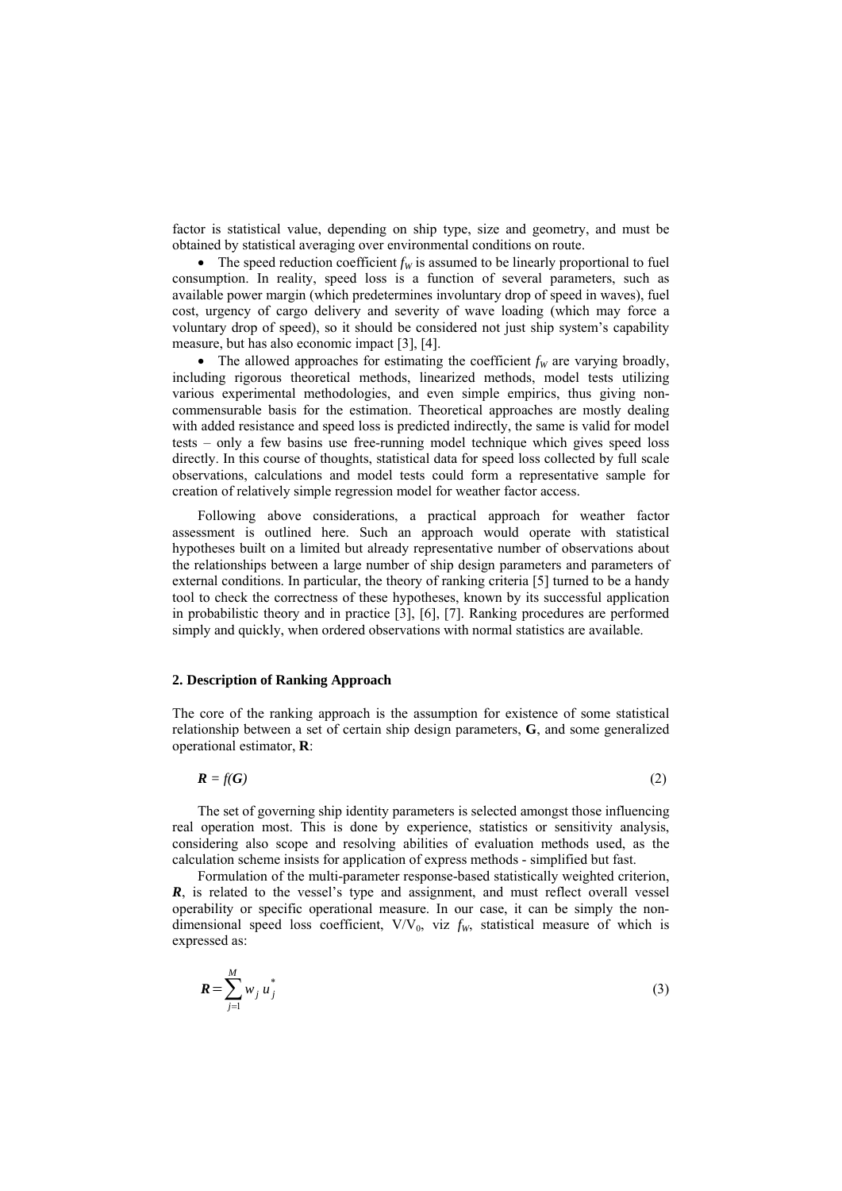factor is statistical value, depending on ship type, size and geometry, and must be obtained by statistical averaging over environmental conditions on route.

- The speed reduction coefficient $f_W$ is assumed to be linearly proportional to fuel consumption. In reality, speed loss is a function of several parameters, such as available power margin (which predetermines involuntary drop of speed in waves), fuel cost, urgency of cargo delivery and severity of wave loading (which may force a voluntary drop of speed), so it should be considered not just ship system's capability measure, but has also economic impact [3], [4].
- The allowed approaches for estimating the coefficient $f_W$ are varying broadly, including rigorous theoretical methods, linearized methods, model tests utilizing various experimental methodologies, and even simple empirics, thus giving non-commensurable basis for the estimation. Theoretical approaches are mostly dealing with added resistance and speed loss is predicted indirectly, the same is valid for model tests – only a few basins use free-running model technique which gives speed loss directly. In this course of thoughts, statistical data for speed loss collected by full scale observations, calculations and model tests could form a representative sample for creation of relatively simple regression model for weather factor access.

Following above considerations, a practical approach for weather factor assessment is outlined here. Such an approach would operate with statistical hypotheses built on a limited but already representative number of observations about the relationships between a large number of ship design parameters and parameters of external conditions. In particular, the theory of ranking criteria [5] turned to be a handy tool to check the correctness of these hypotheses, known by its successful application in probabilistic theory and in practice [3], [6], [7]. Ranking procedures are performed simply and quickly, when ordered observations with normal statistics are available.

## 2. Description of Ranking Approach

The core of the ranking approach is the assumption for existence of some statistical relationship between a set of certain ship design parameters, **G**, and some generalized operational estimator, **R**:

$$\boldsymbol{R} = f(\boldsymbol{G}) \tag{2}$$

The set of governing ship identity parameters is selected amongst those influencing real operation most. This is done by experience, statistics or sensitivity analysis, considering also scope and resolving abilities of evaluation methods used, as the calculation scheme insists for application of express methods - simplified but fast.

Formulation of the multi-parameter response-based statistically weighted criterion, $\boldsymbol{R}$, is related to the vessel's type and assignment, and must reflect overall vessel operability or specific operational measure. In our case, it can be simply the non-dimensional speed loss coefficient, $V/V_0$, viz $f_W$, statistical measure of which is expressed as:

$$\boldsymbol{R} = \sum_{j=1}^{M} w_j \, u_j^* \tag{3}$$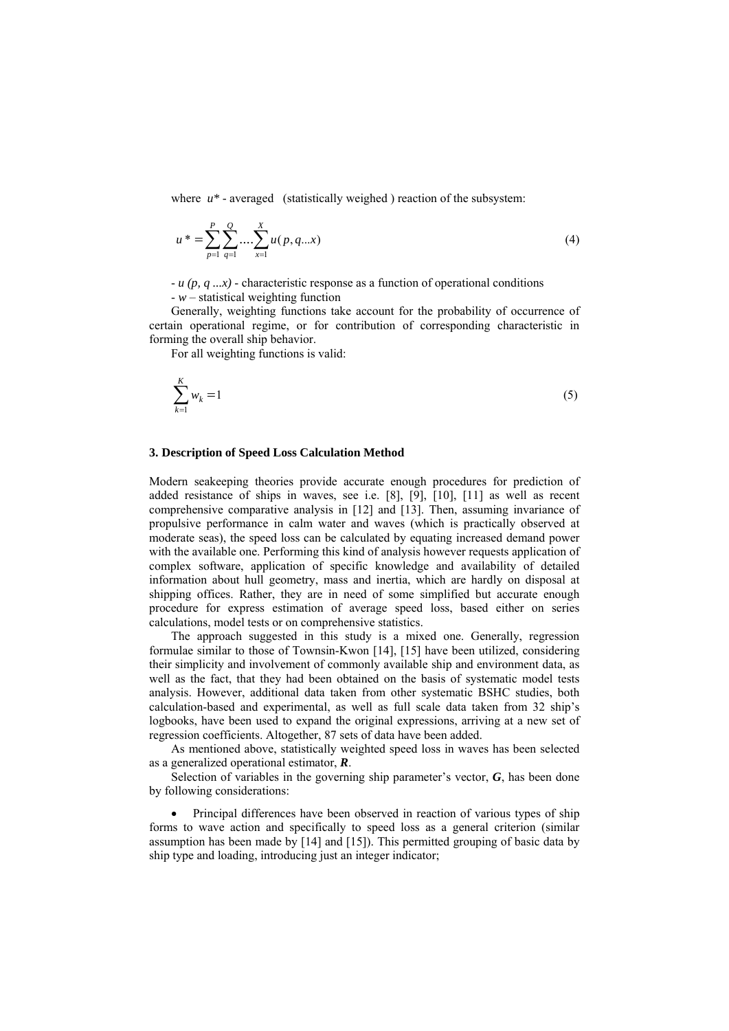where $u^*$ - averaged (statistically weighed ) reaction of the subsystem:

$$u^* = \sum_{p=1}^{P} \sum_{q=1}^{Q} .... \sum_{x=1}^{X} u(p, q...x) \tag{4}$$

- $u\ (p,\ q\ ...x)$ - characteristic response as a function of operational conditions

- $w$ – statistical weighting function

Generally, weighting functions take account for the probability of occurrence of certain operational regime, or for contribution of corresponding characteristic in forming the overall ship behavior.

For all weighting functions is valid:

$$\sum_{k=1}^{K} w_k = 1 \tag{5}$$

### 3. Description of Speed Loss Calculation Method

Modern seakeeping theories provide accurate enough procedures for prediction of added resistance of ships in waves, see i.e. [8], [9], [10], [11] as well as recent comprehensive comparative analysis in [12] and [13]. Then, assuming invariance of propulsive performance in calm water and waves (which is practically observed at moderate seas), the speed loss can be calculated by equating increased demand power with the available one. Performing this kind of analysis however requests application of complex software, application of specific knowledge and availability of detailed information about hull geometry, mass and inertia, which are hardly on disposal at shipping offices. Rather, they are in need of some simplified but accurate enough procedure for express estimation of average speed loss, based either on series calculations, model tests or on comprehensive statistics.

The approach suggested in this study is a mixed one. Generally, regression formulae similar to those of Townsin-Kwon [14], [15] have been utilized, considering their simplicity and involvement of commonly available ship and environment data, as well as the fact, that they had been obtained on the basis of systematic model tests analysis. However, additional data taken from other systematic BSHC studies, both calculation-based and experimental, as well as full scale data taken from 32 ship's logbooks, have been used to expand the original expressions, arriving at a new set of regression coefficients. Altogether, 87 sets of data have been added.

As mentioned above, statistically weighted speed loss in waves has been selected as a generalized operational estimator, ***R***.

Selection of variables in the governing ship parameter's vector, ***G***, has been done by following considerations:

- Principal differences have been observed in reaction of various types of ship forms to wave action and specifically to speed loss as a general criterion (similar assumption has been made by [14] and [15]). This permitted grouping of basic data by ship type and loading, introducing just an integer indicator;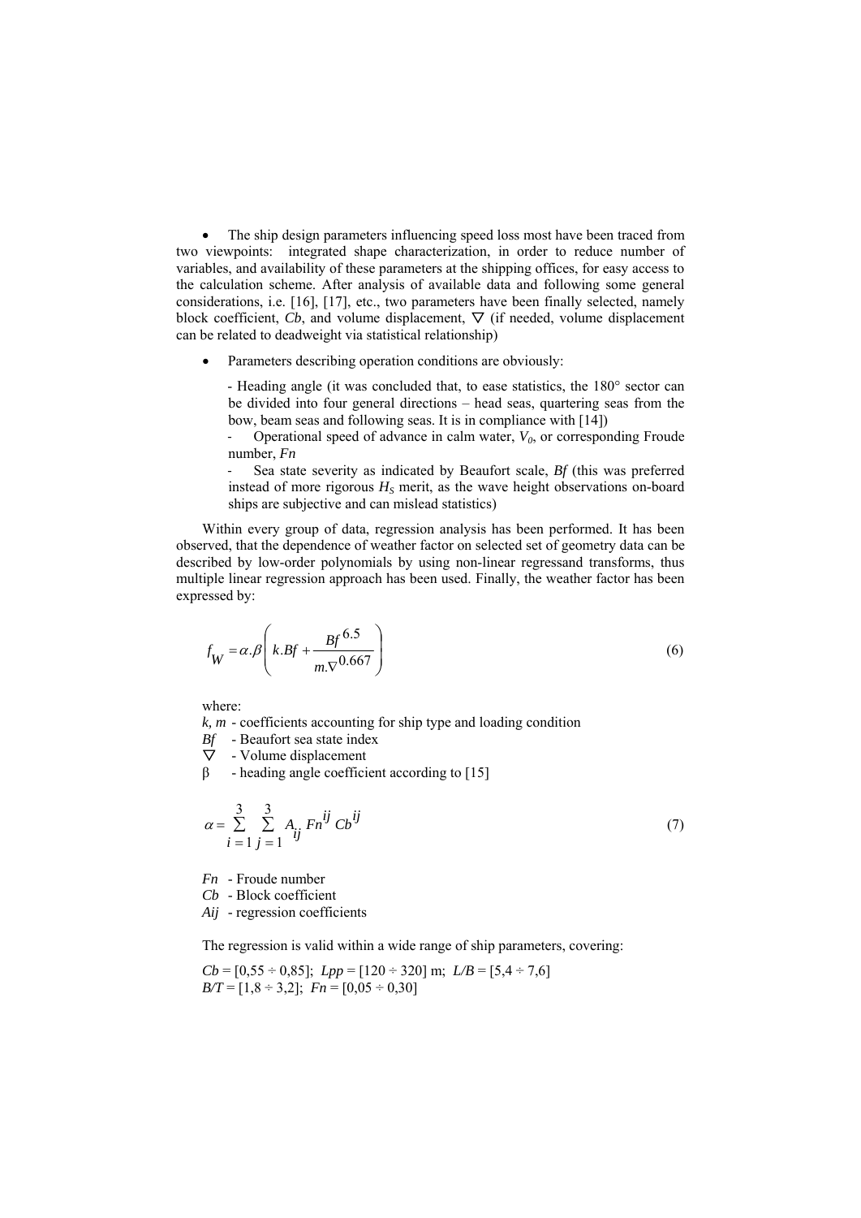- The ship design parameters influencing speed loss most have been traced from two viewpoints: integrated shape characterization, in order to reduce number of variables, and availability of these parameters at the shipping offices, for easy access to the calculation scheme. After analysis of available data and following some general considerations, i.e. [16], [17], etc., two parameters have been finally selected, namely block coefficient, *Cb*, and volume displacement, $\nabla$ (if needed, volume displacement can be related to deadweight via statistical relationship)

- Parameters describing operation conditions are obviously:

  - Heading angle (it was concluded that, to ease statistics, the 180° sector can be divided into four general directions – head seas, quartering seas from the bow, beam seas and following seas. It is in compliance with [14])
  - Operational speed of advance in calm water, $V_0$, or corresponding Froude number, *Fn*
  - Sea state severity as indicated by Beaufort scale, *Bf* (this was preferred instead of more rigorous $H_S$ merit, as the wave height observations on-board ships are subjective and can mislead statistics)

Within every group of data, regression analysis has been performed. It has been observed, that the dependence of weather factor on selected set of geometry data can be described by low-order polynomials by using non-linear regressand transforms, thus multiple linear regression approach has been used. Finally, the weather factor has been expressed by:

$$f_W = \alpha.\beta\left(k.Bf + \frac{Bf^{6.5}}{m.\nabla^{0.667}}\right) \tag{6}$$

where:

*k, m* - coefficients accounting for ship type and loading condition
*Bf* - Beaufort sea state index
$\nabla$ - Volume displacement
$\beta$ - heading angle coefficient according to [15]

$$\alpha = \sum_{i=1}^{3}\sum_{j=1}^{3} A_{ij}\, Fn^{ij}\, Cb^{ij} \tag{7}$$

*Fn* - Froude number
*Cb* - Block coefficient
*Aij* - regression coefficients

The regression is valid within a wide range of ship parameters, covering:

*Cb* = [0,55 ÷ 0,85]; *Lpp* = [120 ÷ 320] m; *L/B* = [5,4 ÷ 7,6]
*B/T* = [1,8 ÷ 3,2]; *Fn* = [0,05 ÷ 0,30]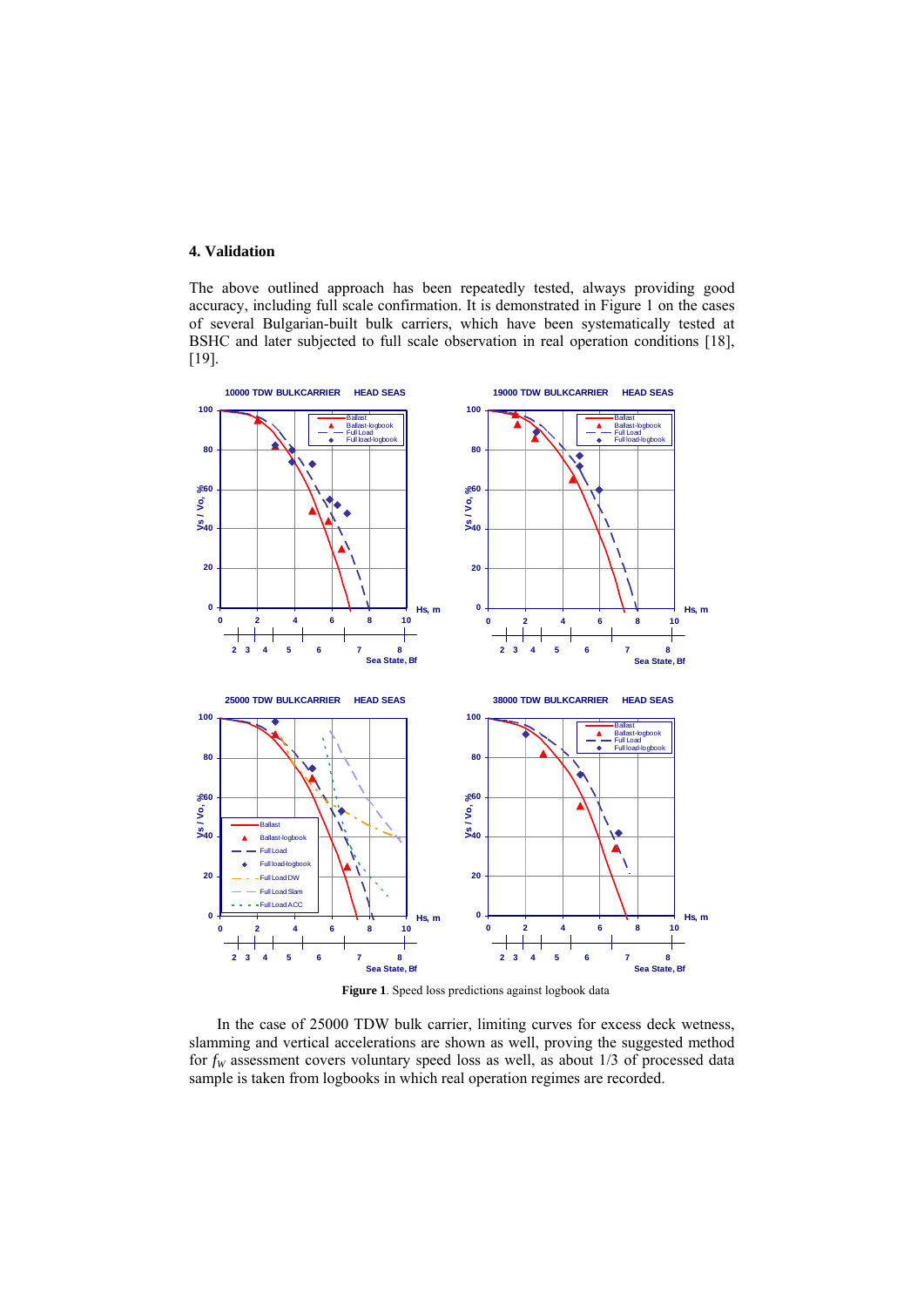## 4. Validation

The above outlined approach has been repeatedly tested, always providing good accuracy, including full scale confirmation. It is demonstrated in Figure 1 on the cases of several Bulgarian-built bulk carriers, which have been systematically tested at BSHC and later subjected to full scale observation in real operation conditions [18], [19].

**Figure 1**. Speed loss predictions against logbook data

In the case of 25000 TDW bulk carrier, limiting curves for excess deck wetness, slamming and vertical accelerations are shown as well, proving the suggested method for $f_W$ assessment covers voluntary speed loss as well, as about 1/3 of processed data sample is taken from logbooks in which real operation regimes are recorded.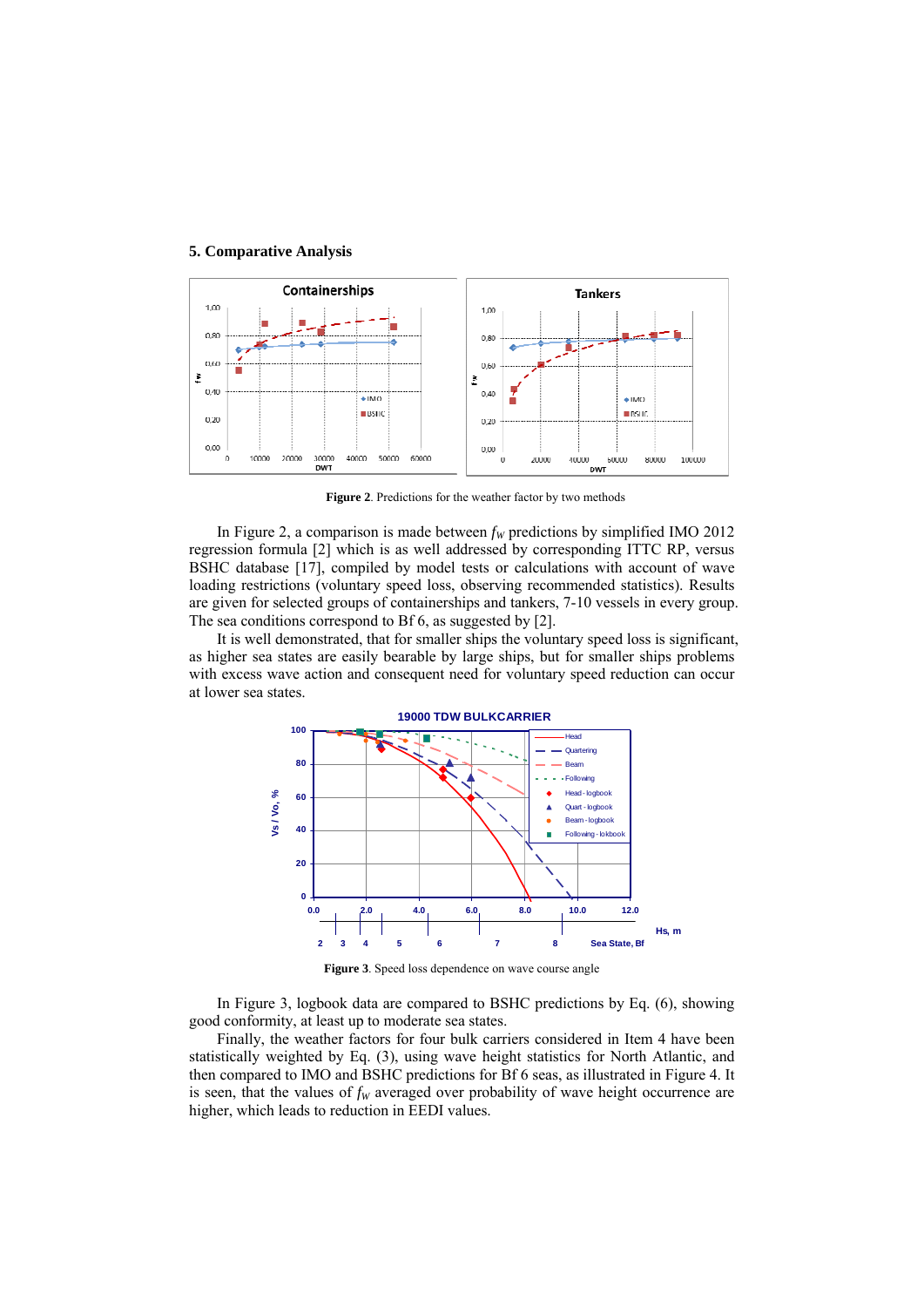## 5. Comparative Analysis

**Figure 2**. Predictions for the weather factor by two methods

In Figure 2, a comparison is made between $f_W$ predictions by simplified IMO 2012 regression formula [2] which is as well addressed by corresponding ITTC RP, versus BSHC database [17], compiled by model tests or calculations with account of wave loading restrictions (voluntary speed loss, observing recommended statistics). Results are given for selected groups of containerships and tankers, 7-10 vessels in every group. The sea conditions correspond to Bf 6, as suggested by [2].

It is well demonstrated, that for smaller ships the voluntary speed loss is significant, as higher sea states are easily bearable by large ships, but for smaller ships problems with excess wave action and consequent need for voluntary speed reduction can occur at lower sea states.

**Figure 3**. Speed loss dependence on wave course angle

In Figure 3, logbook data are compared to BSHC predictions by Eq. (6), showing good conformity, at least up to moderate sea states.

Finally, the weather factors for four bulk carriers considered in Item 4 have been statistically weighted by Eq. (3), using wave height statistics for North Atlantic, and then compared to IMO and BSHC predictions for Bf 6 seas, as illustrated in Figure 4. It is seen, that the values of $f_W$ averaged over probability of wave height occurrence are higher, which leads to reduction in EEDI values.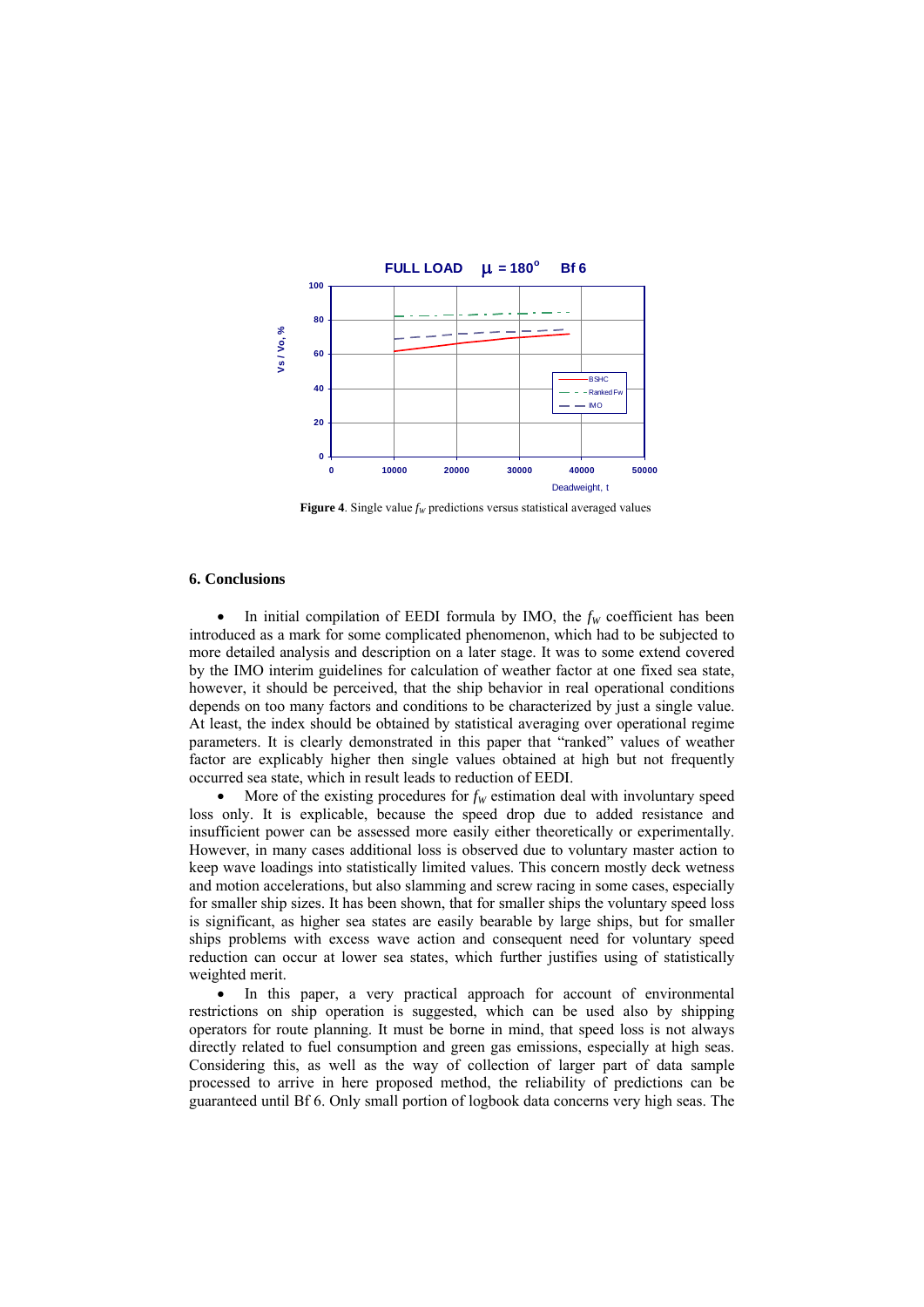**Figure 4**. Single value $f_W$ predictions versus statistical averaged values

## 6. Conclusions

- In initial compilation of EEDI formula by IMO, the $f_W$ coefficient has been introduced as a mark for some complicated phenomenon, which had to be subjected to more detailed analysis and description on a later stage. It was to some extend covered by the IMO interim guidelines for calculation of weather factor at one fixed sea state, however, it should be perceived, that the ship behavior in real operational conditions depends on too many factors and conditions to be characterized by just a single value. At least, the index should be obtained by statistical averaging over operational regime parameters. It is clearly demonstrated in this paper that "ranked" values of weather factor are explicably higher then single values obtained at high but not frequently occurred sea state, which in result leads to reduction of EEDI.
- More of the existing procedures for $f_W$ estimation deal with involuntary speed loss only. It is explicable, because the speed drop due to added resistance and insufficient power can be assessed more easily either theoretically or experimentally. However, in many cases additional loss is observed due to voluntary master action to keep wave loadings into statistically limited values. This concern mostly deck wetness and motion accelerations, but also slamming and screw racing in some cases, especially for smaller ship sizes. It has been shown, that for smaller ships the voluntary speed loss is significant, as higher sea states are easily bearable by large ships, but for smaller ships problems with excess wave action and consequent need for voluntary speed reduction can occur at lower sea states, which further justifies using of statistically weighted merit.
- In this paper, a very practical approach for account of environmental restrictions on ship operation is suggested, which can be used also by shipping operators for route planning. It must be borne in mind, that speed loss is not always directly related to fuel consumption and green gas emissions, especially at high seas. Considering this, as well as the way of collection of larger part of data sample processed to arrive in here proposed method, the reliability of predictions can be guaranteed until Bf 6. Only small portion of logbook data concerns very high seas. The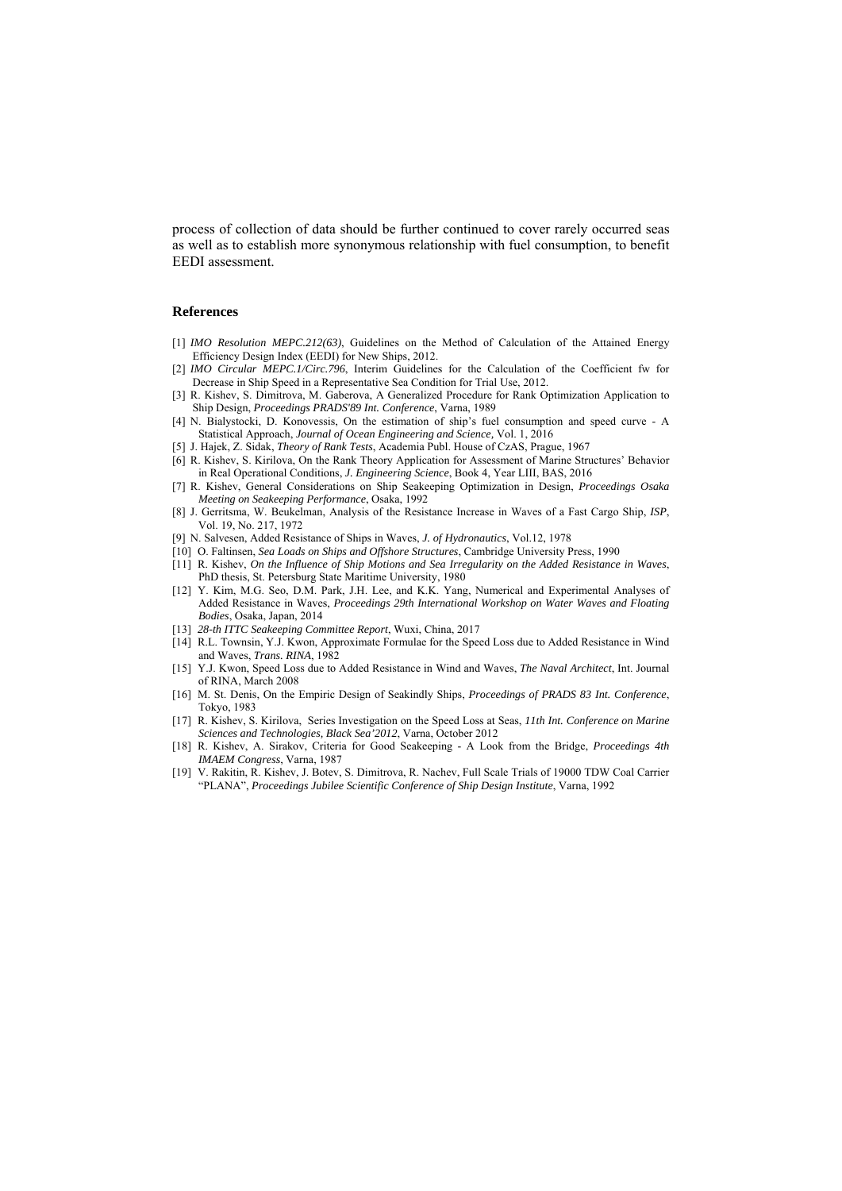process of collection of data should be further continued to cover rarely occurred seas as well as to establish more synonymous relationship with fuel consumption, to benefit EEDI assessment.

## References

[1] *IMO Resolution MEPC.212(63)*, Guidelines on the Method of Calculation of the Attained Energy Efficiency Design Index (EEDI) for New Ships, 2012.

[2] *IMO Circular MEPC.1/Circ.796*, Interim Guidelines for the Calculation of the Coefficient fw for Decrease in Ship Speed in a Representative Sea Condition for Trial Use, 2012.

[3] R. Kishev, S. Dimitrova, M. Gaberova, A Generalized Procedure for Rank Optimization Application to Ship Design, *Proceedings PRADS'89 Int. Conference*, Varna, 1989

[4] N. Bialystocki, D. Konovessis, On the estimation of ship's fuel consumption and speed curve - A Statistical Approach, *Journal of Ocean Engineering and Science*, Vol. 1, 2016

[5] J. Hajek, Z. Sidak, *Theory of Rank Tests*, Academia Publ. House of CzAS, Prague, 1967

[6] R. Kishev, S. Kirilova, On the Rank Theory Application for Assessment of Marine Structures' Behavior in Real Operational Conditions, *J. Engineering Science*, Book 4, Year LIII, BAS, 2016

[7] R. Kishev, General Considerations on Ship Seakeeping Optimization in Design, *Proceedings Osaka Meeting on Seakeeping Performance*, Osaka, 1992

[8] J. Gerritsma, W. Beukelman, Analysis of the Resistance Increase in Waves of a Fast Cargo Ship, *ISP*, Vol. 19, No. 217, 1972

[9] N. Salvesen, Added Resistance of Ships in Waves, *J. of Hydronautics*, Vol.12, 1978

[10] O. Faltinsen, *Sea Loads on Ships and Offshore Structures*, Cambridge University Press, 1990

[11] R. Kishev, *On the Influence of Ship Motions and Sea Irregularity on the Added Resistance in Waves*, PhD thesis, St. Petersburg State Maritime University, 1980

[12] Y. Kim, M.G. Seo, D.M. Park, J.H. Lee, and K.K. Yang, Numerical and Experimental Analyses of Added Resistance in Waves, *Proceedings 29th International Workshop on Water Waves and Floating Bodies*, Osaka, Japan, 2014

[13] *28-th ITTC Seakeeping Committee Report*, Wuxi, China, 2017

[14] R.L. Townsin, Y.J. Kwon, Approximate Formulae for the Speed Loss due to Added Resistance in Wind and Waves, *Trans. RINA*, 1982

[15] Y.J. Kwon, Speed Loss due to Added Resistance in Wind and Waves, *The Naval Architect*, Int. Journal of RINA, March 2008

[16] M. St. Denis, On the Empiric Design of Seakindly Ships, *Proceedings of PRADS 83 Int. Conference*, Tokyo, 1983

[17] R. Kishev, S. Kirilova, Series Investigation on the Speed Loss at Seas, *11th Int. Conference on Marine Sciences and Technologies, Black Sea'2012*, Varna, October 2012

[18] R. Kishev, A. Sirakov, Criteria for Good Seakeeping - A Look from the Bridge, *Proceedings 4th IMAEM Congress*, Varna, 1987

[19] V. Rakitin, R. Kishev, J. Botev, S. Dimitrova, R. Nachev, Full Scale Trials of 19000 TDW Coal Carrier "PLANA", *Proceedings Jubilee Scientific Conference of Ship Design Institute*, Varna, 1992